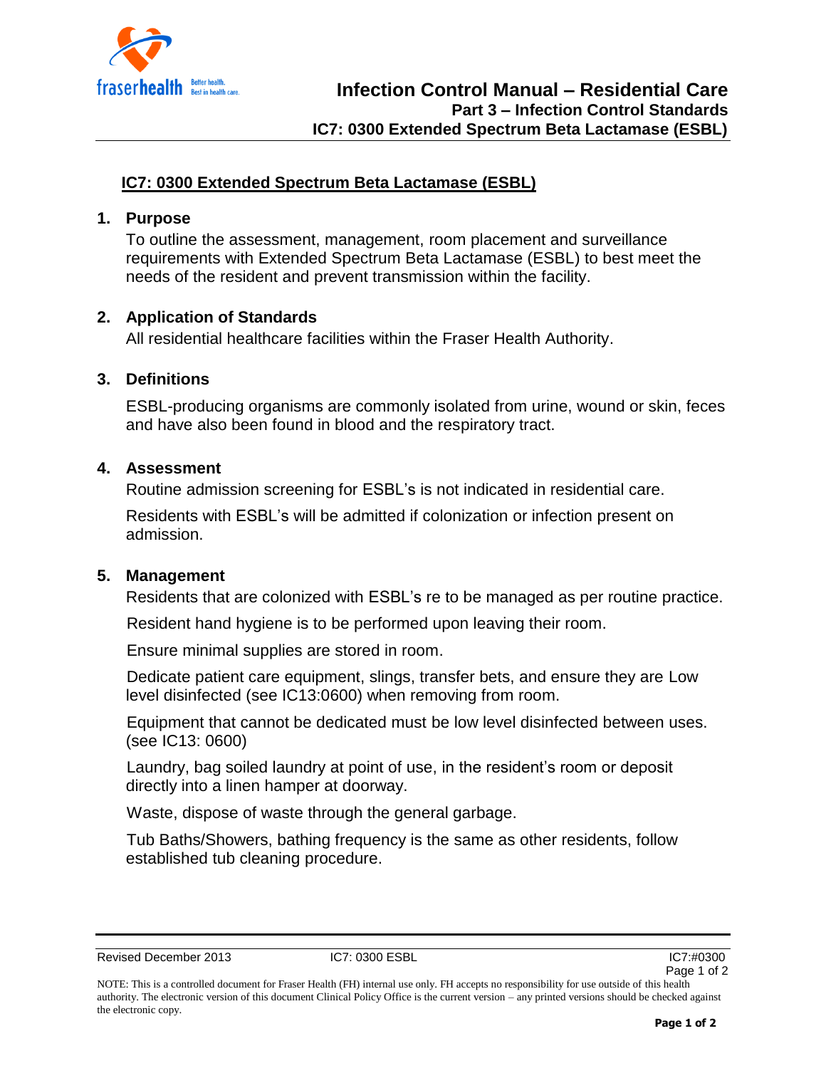# IC7: 0300 Extended Spectrum Beta Lactamase (ESBL)

## 1. Purpose

To outline the assessment, management, room placement and surveillance requirements with Extended Spectrum Beta Lactamase (ESBL) to best meet the needs of the resident and prevent transmission within the facility.

## 2. Application of Standards

All residential healthcare facilities within the Fraser Health Authority.

## 3. Definitions

ESBL-producing organisms are commonly isolated from urine, wound or skin, feces and have also been found in blood and the respiratory tract.

## 4. Assessment

Routine admission screening for ESBL's is not indicated in residential care.

Residents with ESBL's will be admitted if colonization or infection present on admission.

## 5. Management

Residents that are colonized with ESBL's re to be managed as per routine practice.

Resident hand hygiene is to be performed upon leaving their room.

Ensure minimal supplies are stored in room.

Dedicate patient care equipment, slings, transfer bets, and ensure they are Low level disinfected (see IC13:0600) when removing from room.

Equipment that cannot be dedicated must be low level disinfected between uses. (see IC13: 0600)

Laundry, bag soiled laundry at point of use, in the resident's room or deposit directly into a linen hamper at doorway.

Waste, dispose of waste through the general garbage.

Tub Baths/Showers, bathing frequency is the same as other residents, follow established tub cleaning procedure.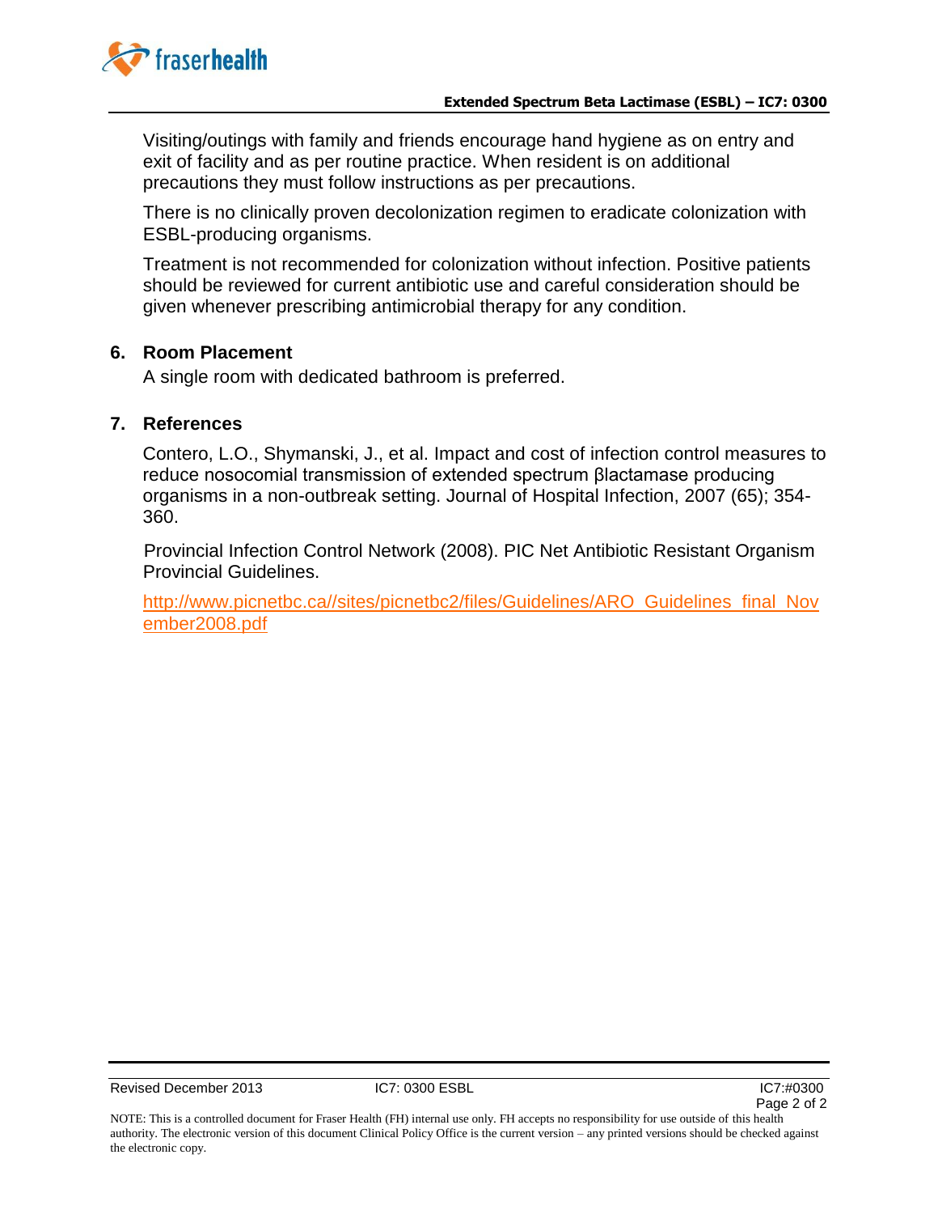Visiting/outings with family and friends encourage hand hygiene as on entry and exit of facility and as per routine practice. When resident is on additional precautions they must follow instructions as per precautions.

There is no clinically proven decolonization regimen to eradicate colonization with ESBL-producing organisms.

Treatment is not recommended for colonization without infection. Positive patients should be reviewed for current antibiotic use and careful consideration should be given whenever prescribing antimicrobial therapy for any condition.

## 6. Room Placement

A single room with dedicated bathroom is preferred.

## 7. References

Contero, L.O., Shymanski, J., et al. Impact and cost of infection control measures to reduce nosocomial transmission of extended spectrum βlactamase producing organisms in a non-outbreak setting. Journal of Hospital Infection, 2007 (65); 354-360.

Provincial Infection Control Network (2008). PIC Net Antibiotic Resistant Organism Provincial Guidelines.

http://www.picnetbc.ca//sites/picnetbc2/files/Guidelines/ARO_Guidelines_final_November2008.pdf

Revised December 2013 | IC7: 0300 ESBL | IC7:#0300

NOTE: This is a controlled document for Fraser Health (FH) internal use only. FH accepts no responsibility for use outside of this health authority. The electronic version of this document Clinical Policy Office is the current version – any printed versions should be checked against the electronic copy.